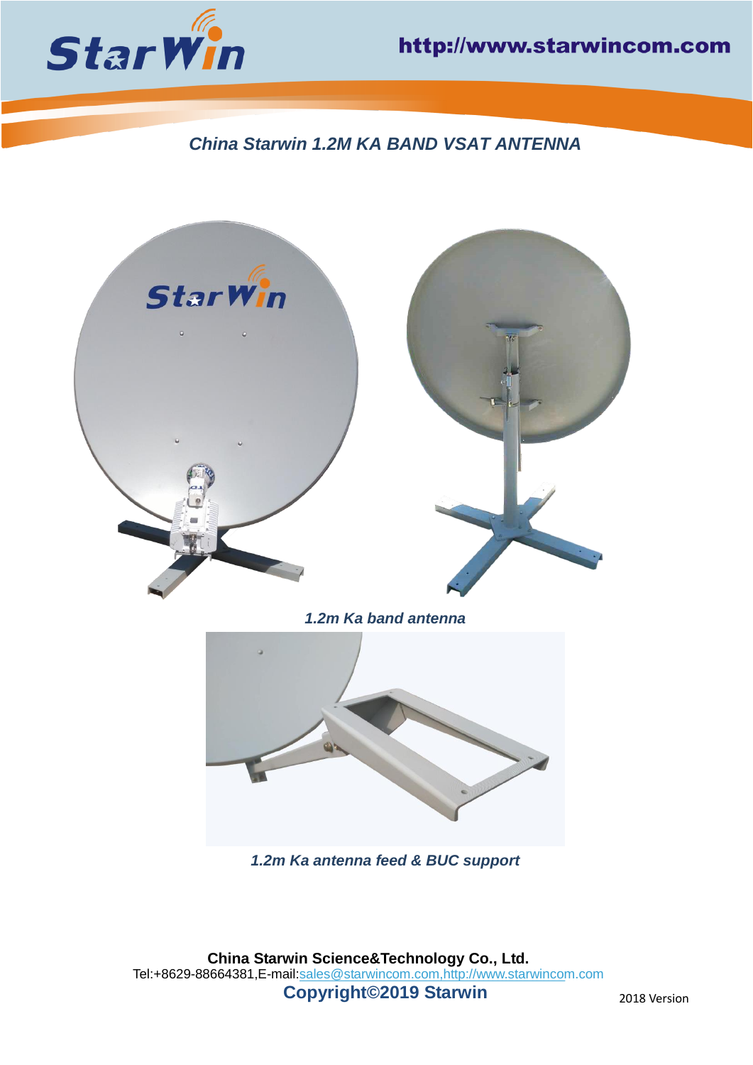# China Starwin 1.2M KA BAND VSAT ANTENNA

*1.2m Ka band antenna*

*1.2m Ka antenna feed & BUC support*

**China Starwin Science&Technology Co., Ltd.**
Tel:+8629-88664381,E-mail:sales@starwincom.com,http://www.starwincom.com

**Copyright©2019 Starwin**

2018 Version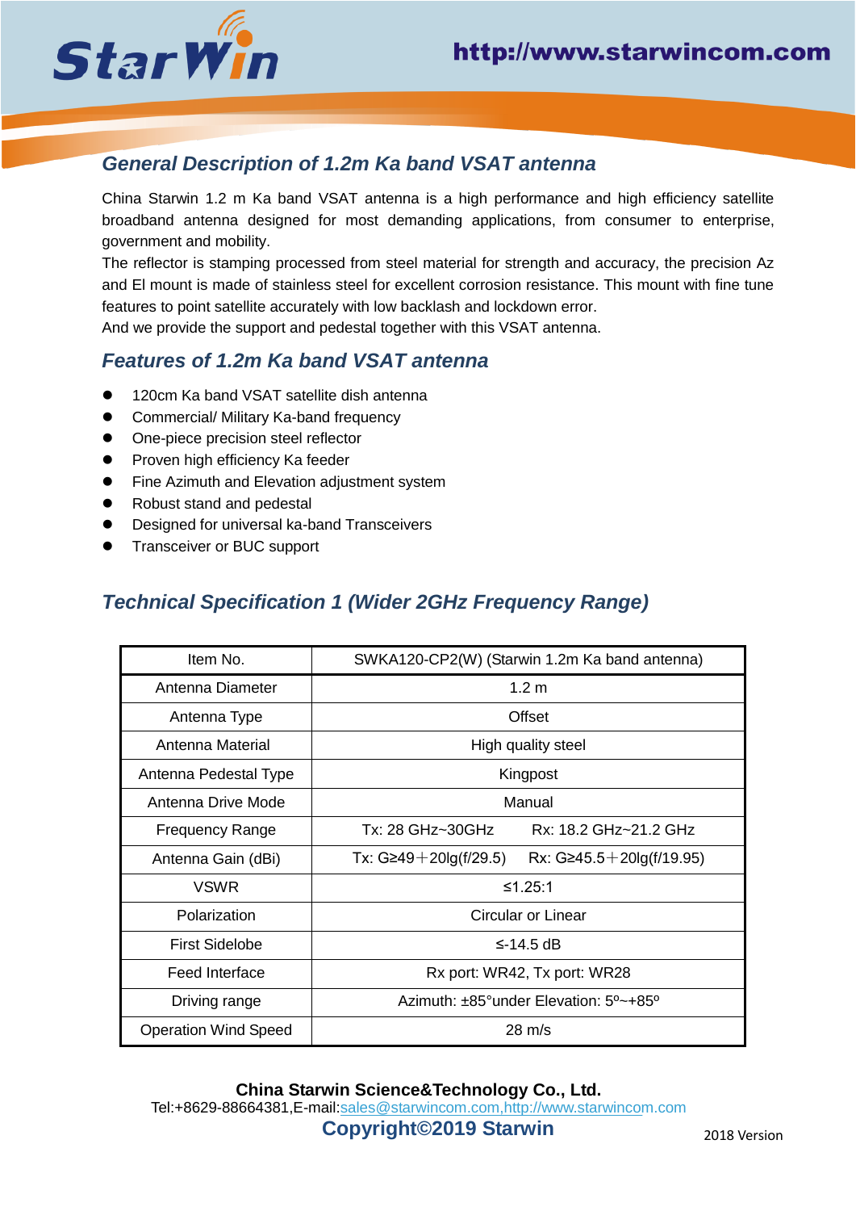## General Description of 1.2m Ka band VSAT antenna

China Starwin 1.2 m Ka band VSAT antenna is a high performance and high efficiency satellite broadband antenna designed for most demanding applications, from consumer to enterprise, government and mobility.

The reflector is stamping processed from steel material for strength and accuracy, the precision Az and El mount is made of stainless steel for excellent corrosion resistance. This mount with fine tune features to point satellite accurately with low backlash and lockdown error.

And we provide the support and pedestal together with this VSAT antenna.

## Features of 1.2m Ka band VSAT antenna

- 120cm Ka band VSAT satellite dish antenna
- Commercial/ Military Ka-band frequency
- One-piece precision steel reflector
- Proven high efficiency Ka feeder
- Fine Azimuth and Elevation adjustment system
- Robust stand and pedestal
- Designed for universal ka-band Transceivers
- Transceiver or BUC support

## Technical Specification 1 (Wider 2GHz Frequency Range)

| Item No. | SWKA120-CP2(W) (Starwin 1.2m Ka band antenna) |
|---|---|
| Antenna Diameter | 1.2 m |
| Antenna Type | Offset |
| Antenna Material | High quality steel |
| Antenna Pedestal Type | Kingpost |
| Antenna Drive Mode | Manual |
| Frequency Range | Tx: 28 GHz~30GHz　　Rx: 18.2 GHz~21.2 GHz |
| Antenna Gain (dBi) | Tx: G≥49＋20lg(f/29.5)　　Rx: G≥45.5＋20lg(f/19.95) |
| VSWR | ≤1.25:1 |
| Polarization | Circular or Linear |
| First Sidelobe | ≤-14.5 dB |
| Feed Interface | Rx port: WR42, Tx port: WR28 |
| Driving range | Azimuth: ±85°under Elevation: 5º~+85º |
| Operation Wind Speed | 28 m/s |

**China Starwin Science&Technology Co., Ltd.**
Tel:+8629-88664381,E-mail:sales@starwincom.com,http://www.starwincom.com
**Copyright©2019 Starwin**
2018 Version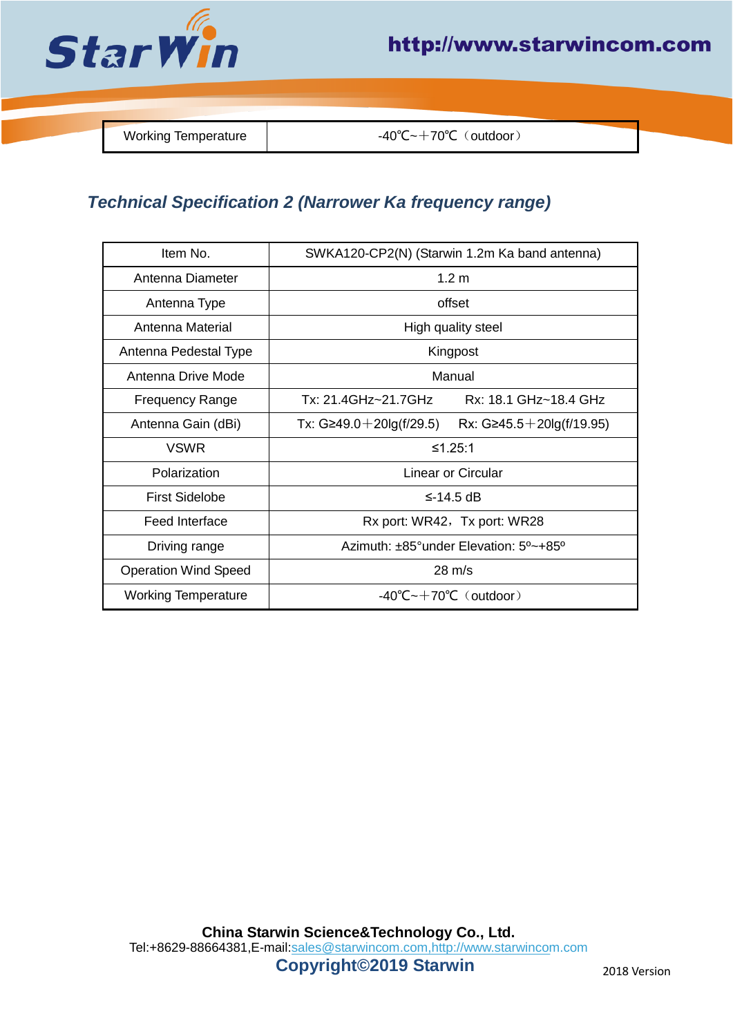| | |
|---|---|
| Working Temperature | -40℃~+70℃（outdoor） |

## *Technical Specification 2 (Narrower Ka frequency range)*

| Item No. | SWKA120-CP2(N) (Starwin 1.2m Ka band antenna) |
|---|---|
| Antenna Diameter | 1.2 m |
| Antenna Type | offset |
| Antenna Material | High quality steel |
| Antenna Pedestal Type | Kingpost |
| Antenna Drive Mode | Manual |
| Frequency Range | Tx: 21.4GHz~21.7GHz　　Rx: 18.1 GHz~18.4 GHz |
| Antenna Gain (dBi) | Tx: G≥49.0＋20lg(f/29.5)　　Rx: G≥45.5＋20lg(f/19.95) |
| VSWR | ≤1.25:1 |
| Polarization | Linear or Circular |
| First Sidelobe | ≤-14.5 dB |
| Feed Interface | Rx port: WR42，Tx port: WR28 |
| Driving range | Azimuth: ±85°under Elevation: 5º~+85º |
| Operation Wind Speed | 28 m/s |
| Working Temperature | -40℃~+70℃（outdoor） |

**China Starwin Science&Technology Co., Ltd.**
Tel:+8629-88664381,E-mail:sales@starwincom.com,http://www.starwincom.com
**Copyright©2019 Starwin**
2018 Version